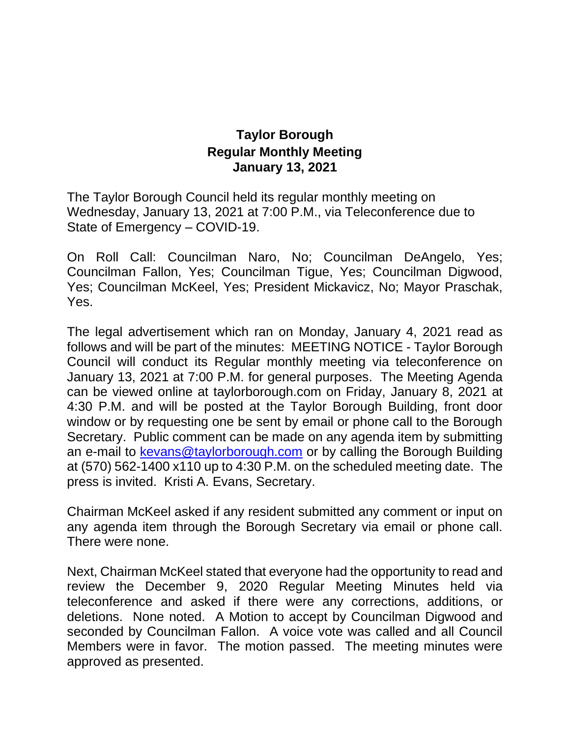# Taylor Borough
## Regular Monthly Meeting
## January 13, 2021

The Taylor Borough Council held its regular monthly meeting on Wednesday, January 13, 2021 at 7:00 P.M., via Teleconference due to State of Emergency – COVID-19.

On Roll Call: Councilman Naro, No; Councilman DeAngelo, Yes; Councilman Fallon, Yes; Councilman Tigue, Yes; Councilman Digwood, Yes; Councilman McKeel, Yes; President Mickavicz, No; Mayor Praschak, Yes.

The legal advertisement which ran on Monday, January 4, 2021 read as follows and will be part of the minutes: MEETING NOTICE - Taylor Borough Council will conduct its Regular monthly meeting via teleconference on January 13, 2021 at 7:00 P.M. for general purposes. The Meeting Agenda can be viewed online at taylorborough.com on Friday, January 8, 2021 at 4:30 P.M. and will be posted at the Taylor Borough Building, front door window or by requesting one be sent by email or phone call to the Borough Secretary. Public comment can be made on any agenda item by submitting an e-mail to kevans@taylorborough.com or by calling the Borough Building at (570) 562-1400 x110 up to 4:30 P.M. on the scheduled meeting date. The press is invited. Kristi A. Evans, Secretary.

Chairman McKeel asked if any resident submitted any comment or input on any agenda item through the Borough Secretary via email or phone call. There were none.

Next, Chairman McKeel stated that everyone had the opportunity to read and review the December 9, 2020 Regular Meeting Minutes held via teleconference and asked if there were any corrections, additions, or deletions. None noted. A Motion to accept by Councilman Digwood and seconded by Councilman Fallon. A voice vote was called and all Council Members were in favor. The motion passed. The meeting minutes were approved as presented.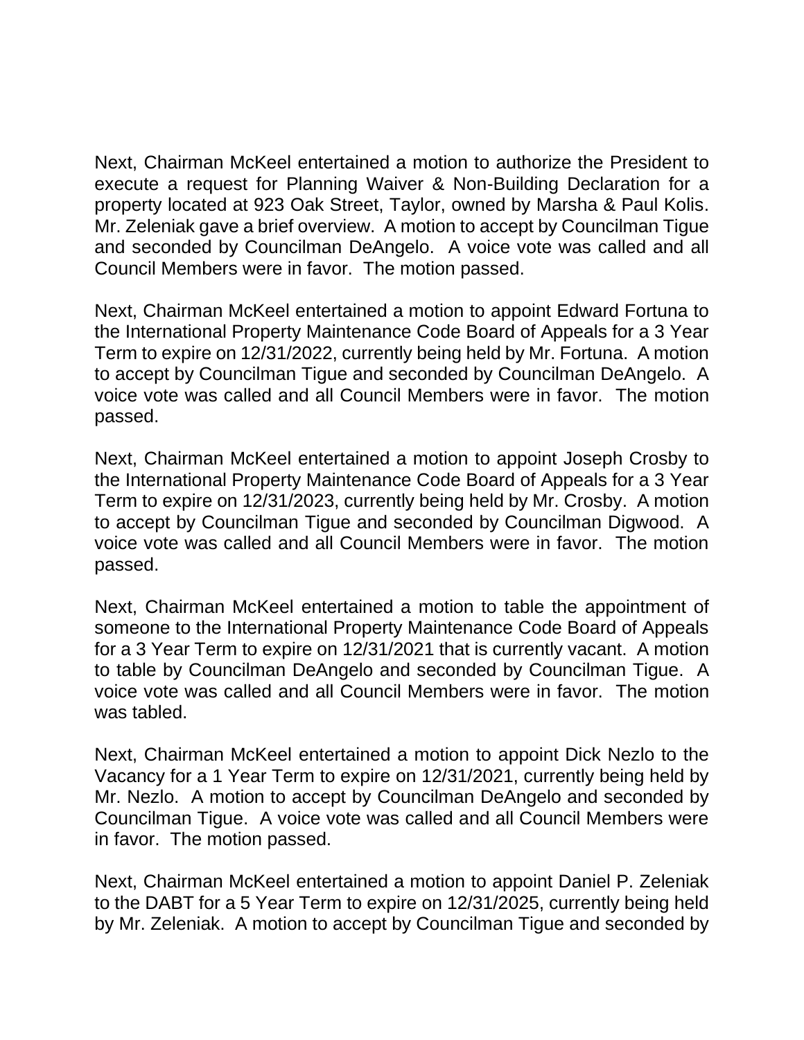Next, Chairman McKeel entertained a motion to authorize the President to execute a request for Planning Waiver & Non-Building Declaration for a property located at 923 Oak Street, Taylor, owned by Marsha & Paul Kolis. Mr. Zeleniak gave a brief overview. A motion to accept by Councilman Tigue and seconded by Councilman DeAngelo. A voice vote was called and all Council Members were in favor. The motion passed.

Next, Chairman McKeel entertained a motion to appoint Edward Fortuna to the International Property Maintenance Code Board of Appeals for a 3 Year Term to expire on 12/31/2022, currently being held by Mr. Fortuna. A motion to accept by Councilman Tigue and seconded by Councilman DeAngelo. A voice vote was called and all Council Members were in favor. The motion passed.

Next, Chairman McKeel entertained a motion to appoint Joseph Crosby to the International Property Maintenance Code Board of Appeals for a 3 Year Term to expire on 12/31/2023, currently being held by Mr. Crosby. A motion to accept by Councilman Tigue and seconded by Councilman Digwood. A voice vote was called and all Council Members were in favor. The motion passed.

Next, Chairman McKeel entertained a motion to table the appointment of someone to the International Property Maintenance Code Board of Appeals for a 3 Year Term to expire on 12/31/2021 that is currently vacant. A motion to table by Councilman DeAngelo and seconded by Councilman Tigue. A voice vote was called and all Council Members were in favor. The motion was tabled.

Next, Chairman McKeel entertained a motion to appoint Dick Nezlo to the Vacancy for a 1 Year Term to expire on 12/31/2021, currently being held by Mr. Nezlo. A motion to accept by Councilman DeAngelo and seconded by Councilman Tigue. A voice vote was called and all Council Members were in favor. The motion passed.

Next, Chairman McKeel entertained a motion to appoint Daniel P. Zeleniak to the DABT for a 5 Year Term to expire on 12/31/2025, currently being held by Mr. Zeleniak. A motion to accept by Councilman Tigue and seconded by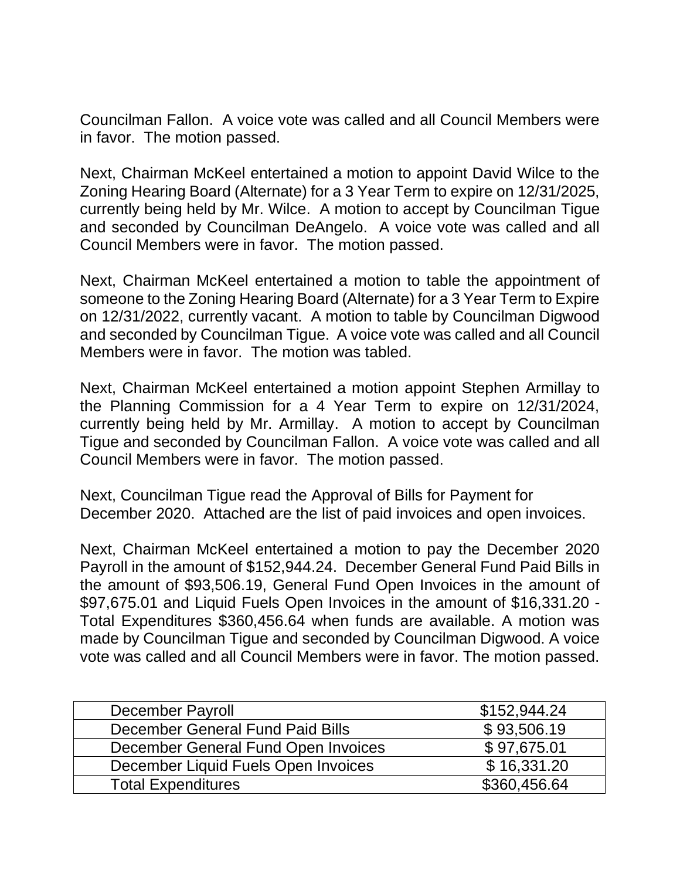Councilman Fallon. A voice vote was called and all Council Members were in favor. The motion passed.

Next, Chairman McKeel entertained a motion to appoint David Wilce to the Zoning Hearing Board (Alternate) for a 3 Year Term to expire on 12/31/2025, currently being held by Mr. Wilce. A motion to accept by Councilman Tigue and seconded by Councilman DeAngelo. A voice vote was called and all Council Members were in favor. The motion passed.

Next, Chairman McKeel entertained a motion to table the appointment of someone to the Zoning Hearing Board (Alternate) for a 3 Year Term to Expire on 12/31/2022, currently vacant. A motion to table by Councilman Digwood and seconded by Councilman Tigue. A voice vote was called and all Council Members were in favor. The motion was tabled.

Next, Chairman McKeel entertained a motion appoint Stephen Armillay to the Planning Commission for a 4 Year Term to expire on 12/31/2024, currently being held by Mr. Armillay. A motion to accept by Councilman Tigue and seconded by Councilman Fallon. A voice vote was called and all Council Members were in favor. The motion passed.

Next, Councilman Tigue read the Approval of Bills for Payment for December 2020. Attached are the list of paid invoices and open invoices.

Next, Chairman McKeel entertained a motion to pay the December 2020 Payroll in the amount of $152,944.24. December General Fund Paid Bills in the amount of $93,506.19, General Fund Open Invoices in the amount of $97,675.01 and Liquid Fuels Open Invoices in the amount of $16,331.20 - Total Expenditures $360,456.64 when funds are available. A motion was made by Councilman Tigue and seconded by Councilman Digwood. A voice vote was called and all Council Members were in favor. The motion passed.

| | |
|---|---|
| December Payroll | $152,944.24 |
| December General Fund Paid Bills | $ 93,506.19 |
| December General Fund Open Invoices | $ 97,675.01 |
| December Liquid Fuels Open Invoices | $ 16,331.20 |
| Total Expenditures | $360,456.64 |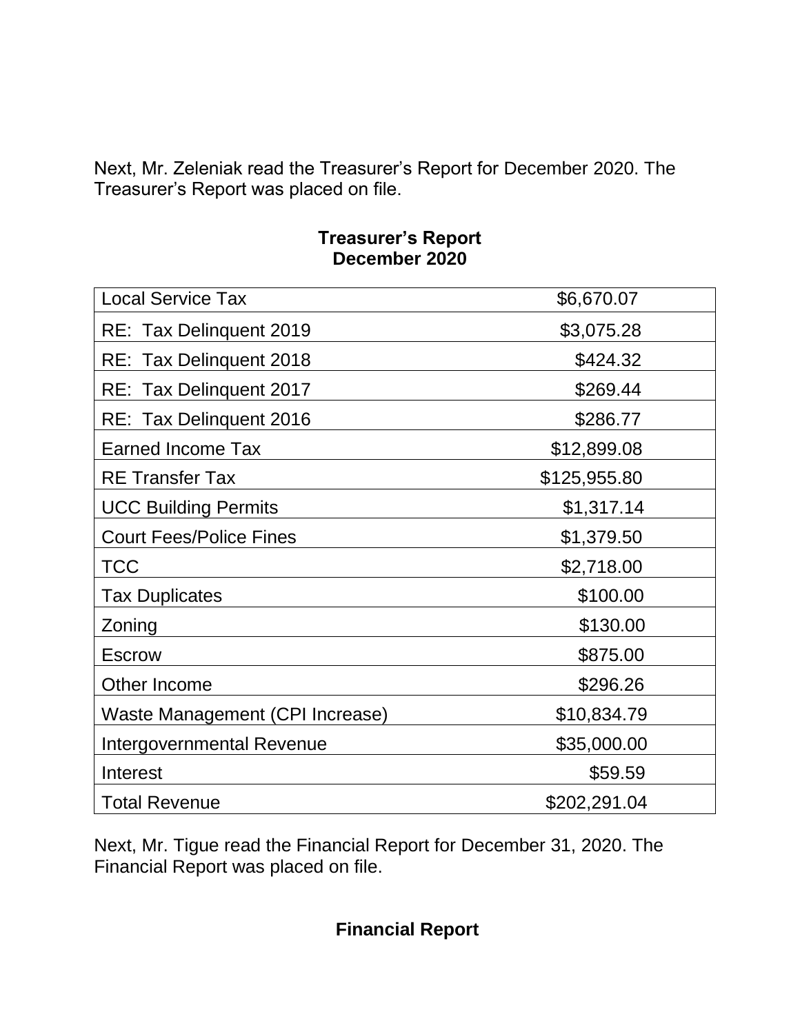Next, Mr. Zeleniak read the Treasurer's Report for December 2020. The Treasurer's Report was placed on file.

**Treasurer's Report**
**December 2020**

| | |
|---|---|
| Local Service Tax | $6,670.07 |
| RE: Tax Delinquent 2019 | $3,075.28 |
| RE: Tax Delinquent 2018 | $424.32 |
| RE: Tax Delinquent 2017 | $269.44 |
| RE: Tax Delinquent 2016 | $286.77 |
| Earned Income Tax | $12,899.08 |
| RE Transfer Tax | $125,955.80 |
| UCC Building Permits | $1,317.14 |
| Court Fees/Police Fines | $1,379.50 |
| TCC | $2,718.00 |
| Tax Duplicates | $100.00 |
| Zoning | $130.00 |
| Escrow | $875.00 |
| Other Income | $296.26 |
| Waste Management (CPI Increase) | $10,834.79 |
| Intergovernmental Revenue | $35,000.00 |
| Interest | $59.59 |
| Total Revenue | $202,291.04 |

Next, Mr. Tigue read the Financial Report for December 31, 2020. The Financial Report was placed on file.

**Financial Report**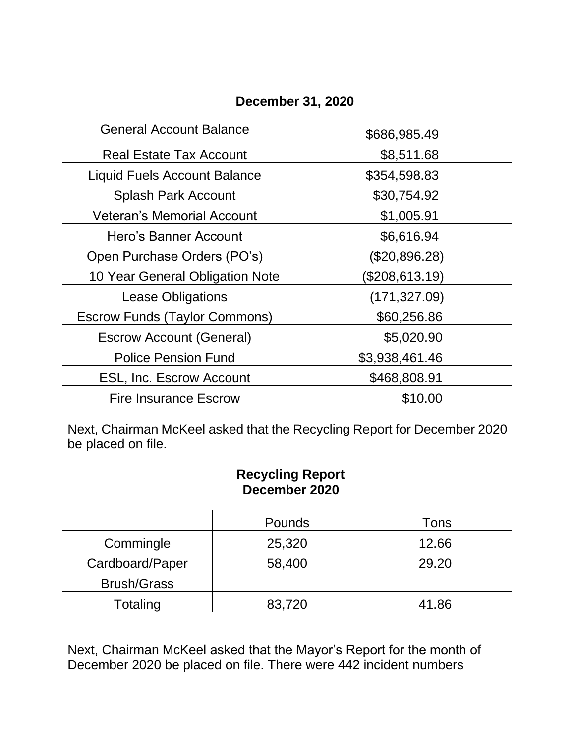**December 31, 2020**

| | |
|---|---|
| General Account Balance | $686,985.49 |
| Real Estate Tax Account | $8,511.68 |
| Liquid Fuels Account Balance | $354,598.83 |
| Splash Park Account | $30,754.92 |
| Veteran's Memorial Account | $1,005.91 |
| Hero's Banner Account | $6,616.94 |
| Open Purchase Orders (PO's) | ($20,896.28) |
| 10 Year General Obligation Note | ($208,613.19) |
| Lease Obligations | (171,327.09) |
| Escrow Funds (Taylor Commons) | $60,256.86 |
| Escrow Account (General) | $5,020.90 |
| Police Pension Fund | $3,938,461.46 |
| ESL, Inc. Escrow Account | $468,808.91 |
| Fire Insurance Escrow | $10.00 |

Next, Chairman McKeel asked that the Recycling Report for December 2020 be placed on file.

**Recycling Report**
**December 2020**

| | Pounds | Tons |
|---|---|---|
| Commingle | 25,320 | 12.66 |
| Cardboard/Paper | 58,400 | 29.20 |
| Brush/Grass | | |
| Totaling | 83,720 | 41.86 |

Next, Chairman McKeel asked that the Mayor's Report for the month of December 2020 be placed on file. There were 442 incident numbers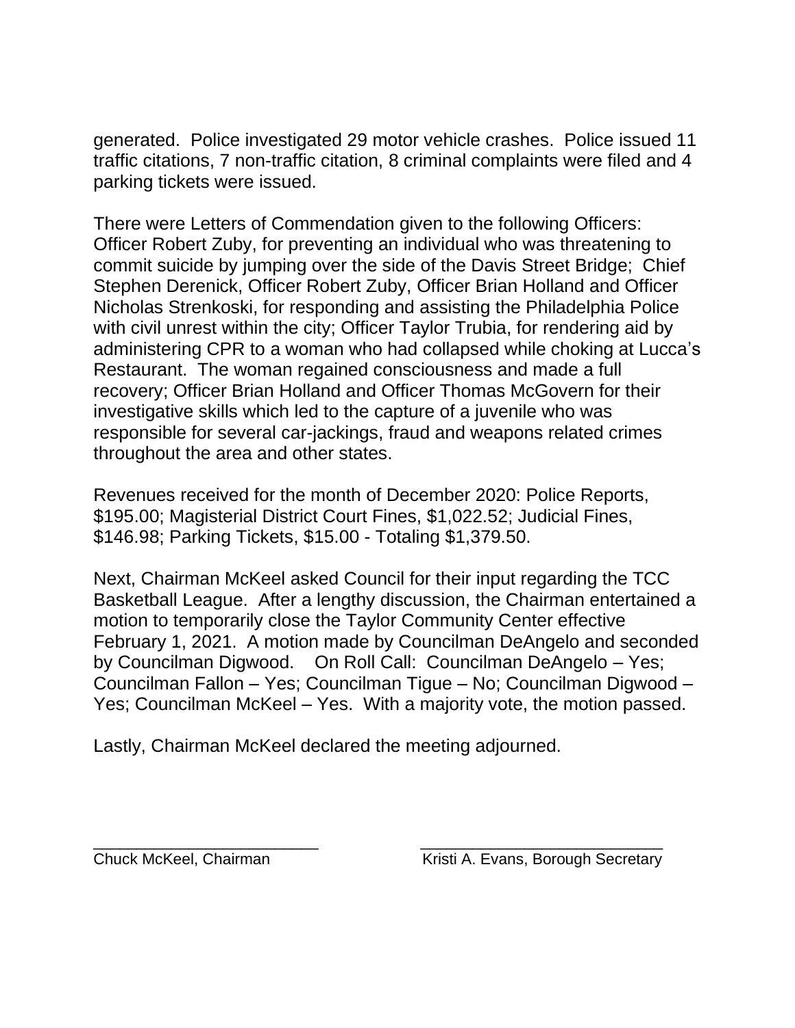generated. Police investigated 29 motor vehicle crashes. Police issued 11 traffic citations, 7 non-traffic citation, 8 criminal complaints were filed and 4 parking tickets were issued.

There were Letters of Commendation given to the following Officers: Officer Robert Zuby, for preventing an individual who was threatening to commit suicide by jumping over the side of the Davis Street Bridge; Chief Stephen Derenick, Officer Robert Zuby, Officer Brian Holland and Officer Nicholas Strenkoski, for responding and assisting the Philadelphia Police with civil unrest within the city; Officer Taylor Trubia, for rendering aid by administering CPR to a woman who had collapsed while choking at Lucca's Restaurant. The woman regained consciousness and made a full recovery; Officer Brian Holland and Officer Thomas McGovern for their investigative skills which led to the capture of a juvenile who was responsible for several car-jackings, fraud and weapons related crimes throughout the area and other states.

Revenues received for the month of December 2020: Police Reports, $195.00; Magisterial District Court Fines, $1,022.52; Judicial Fines, $146.98; Parking Tickets, $15.00 - Totaling $1,379.50.

Next, Chairman McKeel asked Council for their input regarding the TCC Basketball League. After a lengthy discussion, the Chairman entertained a motion to temporarily close the Taylor Community Center effective February 1, 2021. A motion made by Councilman DeAngelo and seconded by Councilman Digwood. On Roll Call: Councilman DeAngelo – Yes; Councilman Fallon – Yes; Councilman Tigue – No; Councilman Digwood – Yes; Councilman McKeel – Yes. With a majority vote, the motion passed.

Lastly, Chairman McKeel declared the meeting adjourned.

_________________________ Chuck McKeel, Chairman

___________________________ Kristi A. Evans, Borough Secretary